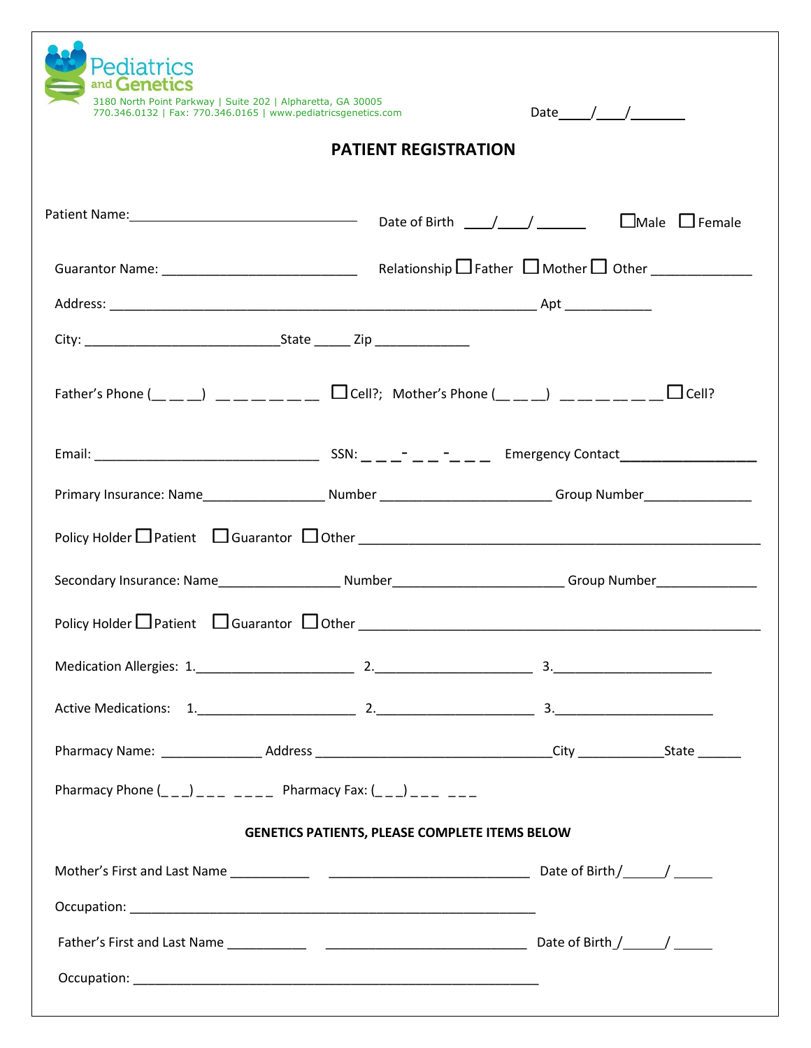Pediatrics and Genetics

3180 North Point Parkway | Suite 202 | Alpharetta, GA 30005
770.346.0132 | Fax: 770.346.0165 | www.pediatricsgenetics.com

Date____/____/_______

# PATIENT REGISTRATION

Patient Name:________________________________ Date of Birth ____/____/ ______ ☐Male ☐Female

Guarantor Name: __________________________ Relationship ☐Father ☐Mother ☐ Other _____________

Address: __________________________________________________________ Apt ___________

City: ___________________________State _____ Zip _____________

Father's Phone (__ __ __) __ __ __ __ __ __ __ ☐Cell?; Mother's Phone (__ __ __) __ __ __ __ __ __ __ ☐Cell?

Email: ______________________________ SSN: _ _ _- _ _ -_ _ _ Emergency Contact__________________

Primary Insurance: Name________________ Number _______________________ Group Number______________

Policy Holder ☐Patient ☐Guarantor ☐Other _______________________________________________________

Secondary Insurance: Name________________ Number______________________ Group Number_____________

Policy Holder ☐Patient ☐Guarantor ☐Other _______________________________________________________

Medication Allergies: 1.____________________ 2.____________________ 3.____________________

Active Medications: 1.____________________ 2.____________________ 3.____________________

Pharmacy Name: _____________ Address ________________________________City ____________State ______

Pharmacy Phone (_ _ _) _ _ _ _ _ _ _ Pharmacy Fax: (_ _ _) _ _ _ _ _ _

**GENETICS PATIENTS, PLEASE COMPLETE ITEMS BELOW**

Mother's First and Last Name ___________ ____________________________ Date of Birth /______/ ______

Occupation: _______________________________________________________

Father's First and Last Name ___________ ____________________________ Date of Birth /______/ ______

Occupation: _______________________________________________________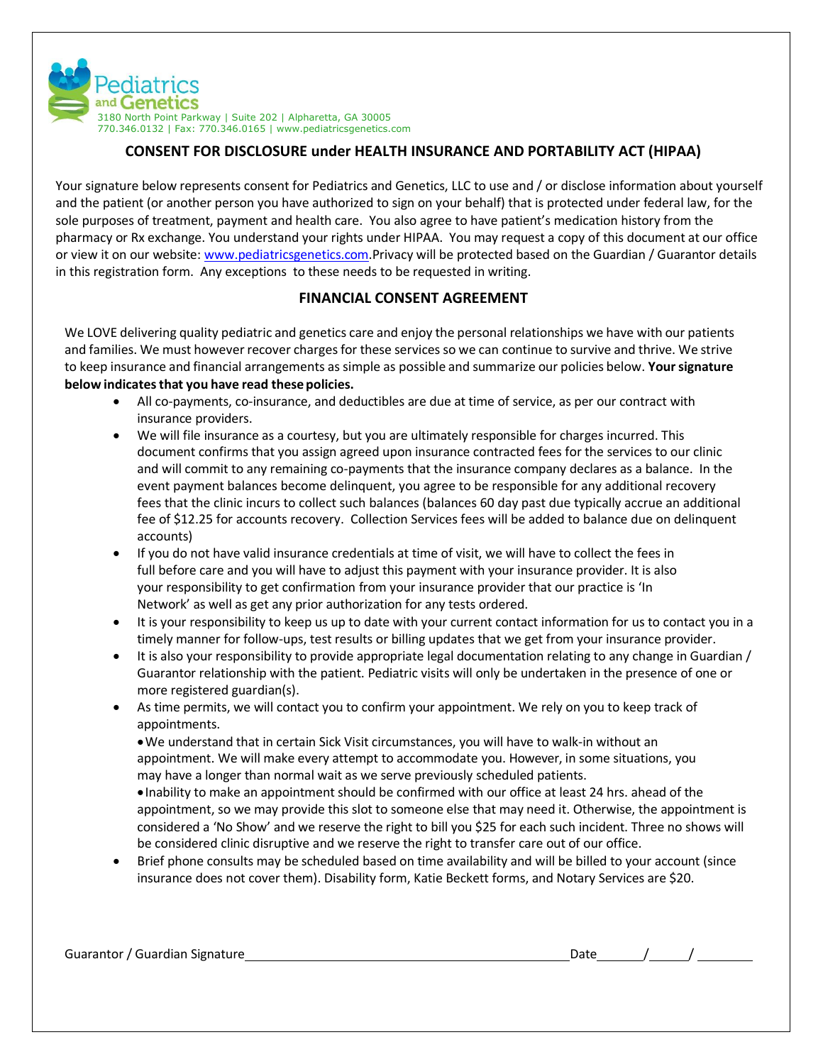Pediatrics and Genetics
3180 North Point Parkway | Suite 202 | Alpharetta, GA 30005
770.346.0132 | Fax: 770.346.0165 | www.pediatricsgenetics.com

## CONSENT FOR DISCLOSURE under HEALTH INSURANCE AND PORTABILITY ACT (HIPAA)

Your signature below represents consent for Pediatrics and Genetics, LLC to use and / or disclose information about yourself and the patient (or another person you have authorized to sign on your behalf) that is protected under federal law, for the sole purposes of treatment, payment and health care. You also agree to have patient's medication history from the pharmacy or Rx exchange. You understand your rights under HIPAA. You may request a copy of this document at our office or view it on our website: www.pediatricsgenetics.com.Privacy will be protected based on the Guardian / Guarantor details in this registration form. Any exceptions to these needs to be requested in writing.

## FINANCIAL CONSENT AGREEMENT

We LOVE delivering quality pediatric and genetics care and enjoy the personal relationships we have with our patients and families. We must however recover charges for these services so we can continue to survive and thrive. We strive to keep insurance and financial arrangements as simple as possible and summarize our policies below. **Your signature below indicates that you have read these policies.**

- All co-payments, co-insurance, and deductibles are due at time of service, as per our contract with insurance providers.
- We will file insurance as a courtesy, but you are ultimately responsible for charges incurred. This document confirms that you assign agreed upon insurance contracted fees for the services to our clinic and will commit to any remaining co-payments that the insurance company declares as a balance. In the event payment balances become delinquent, you agree to be responsible for any additional recovery fees that the clinic incurs to collect such balances (balances 60 day past due typically accrue an additional fee of $12.25 for accounts recovery. Collection Services fees will be added to balance due on delinquent accounts)
- If you do not have valid insurance credentials at time of visit, we will have to collect the fees in full before care and you will have to adjust this payment with your insurance provider. It is also your responsibility to get confirmation from your insurance provider that our practice is 'In Network' as well as get any prior authorization for any tests ordered.
- It is your responsibility to keep us up to date with your current contact information for us to contact you in a timely manner for follow-ups, test results or billing updates that we get from your insurance provider.
- It is also your responsibility to provide appropriate legal documentation relating to any change in Guardian / Guarantor relationship with the patient. Pediatric visits will only be undertaken in the presence of one or more registered guardian(s).
- As time permits, we will contact you to confirm your appointment. We rely on you to keep track of appointments.
  - We understand that in certain Sick Visit circumstances, you will have to walk-in without an appointment. We will make every attempt to accommodate you. However, in some situations, you may have a longer than normal wait as we serve previously scheduled patients.
  - Inability to make an appointment should be confirmed with our office at least 24 hrs. ahead of the appointment, so we may provide this slot to someone else that may need it. Otherwise, the appointment is considered a 'No Show' and we reserve the right to bill you $25 for each such incident. Three no shows will be considered clinic disruptive and we reserve the right to transfer care out of our office.
- Brief phone consults may be scheduled based on time availability and will be billed to your account (since insurance does not cover them). Disability form, Katie Beckett forms, and Notary Services are $20.

Guarantor / Guardian Signature________________________________________ Date______/_____/________